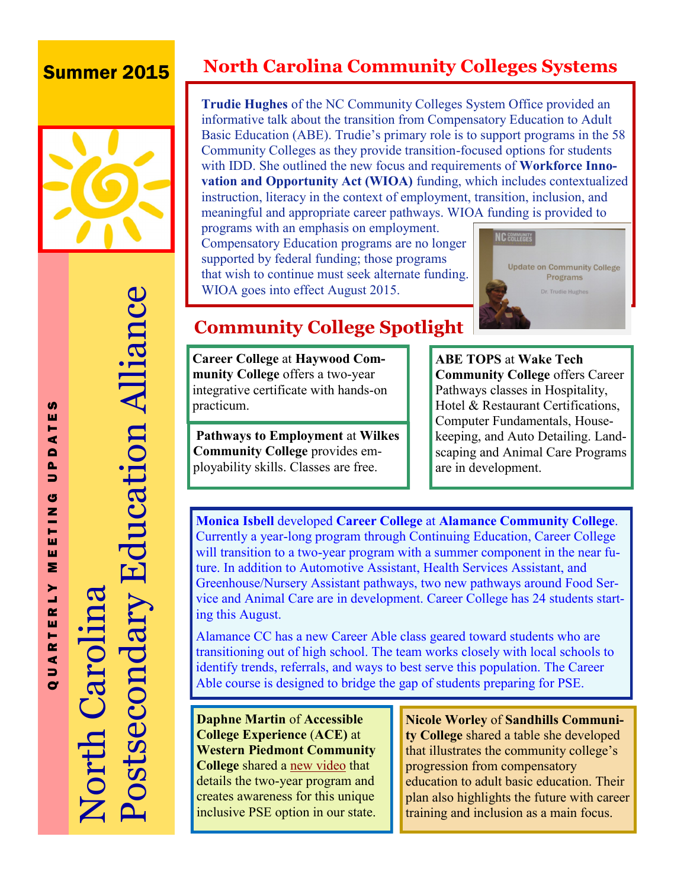Summer 2015

# North Carolina Postsecondary Education Alliance

QUARTERLY MEETING UPDATES

## North Carolina Community Colleges Systems

**Trudie Hughes** of the NC Community Colleges System Office provided an informative talk about the transition from Compensatory Education to Adult Basic Education (ABE). Trudie's primary role is to support programs in the 58 Community Colleges as they provide transition-focused options for students with IDD. She outlined the new focus and requirements of **Workforce Innovation and Opportunity Act (WIOA)** funding, which includes contextualized instruction, literacy in the context of employment, transition, inclusion, and meaningful and appropriate career pathways. WIOA funding is provided to programs with an emphasis on employment. Compensatory Education programs are no longer supported by federal funding; those programs that wish to continue must seek alternate funding. WIOA goes into effect August 2015.

## Community College Spotlight

**Career College** at **Haywood Community College** offers a two-year integrative certificate with hands-on practicum.

**Pathways to Employment** at **Wilkes Community College** provides employability skills. Classes are free.

**ABE TOPS** at **Wake Tech Community College** offers Career Pathways classes in Hospitality, Hotel & Restaurant Certifications, Computer Fundamentals, Housekeeping, and Auto Detailing. Landscaping and Animal Care Programs are in development.

**Monica Isbell** developed **Career College** at **Alamance Community College**. Currently a year-long program through Continuing Education, Career College will transition to a two-year program with a summer component in the near future. In addition to Automotive Assistant, Health Services Assistant, and Greenhouse/Nursery Assistant pathways, two new pathways around Food Service and Animal Care are in development. Career College has 24 students starting this August.

Alamance CC has a new Career Able class geared toward students who are transitioning out of high school. The team works closely with local schools to identify trends, referrals, and ways to best serve this population. The Career Able course is designed to bridge the gap of students preparing for PSE.

**Daphne Martin** of **Accessible College Experience** (**ACE**) at **Western Piedmont Community College** shared a new video that details the two-year program and creates awareness for this unique inclusive PSE option in our state.

**Nicole Worley** of **Sandhills Community College** shared a table she developed that illustrates the community college's progression from compensatory education to adult basic education. Their plan also highlights the future with career training and inclusion as a main focus.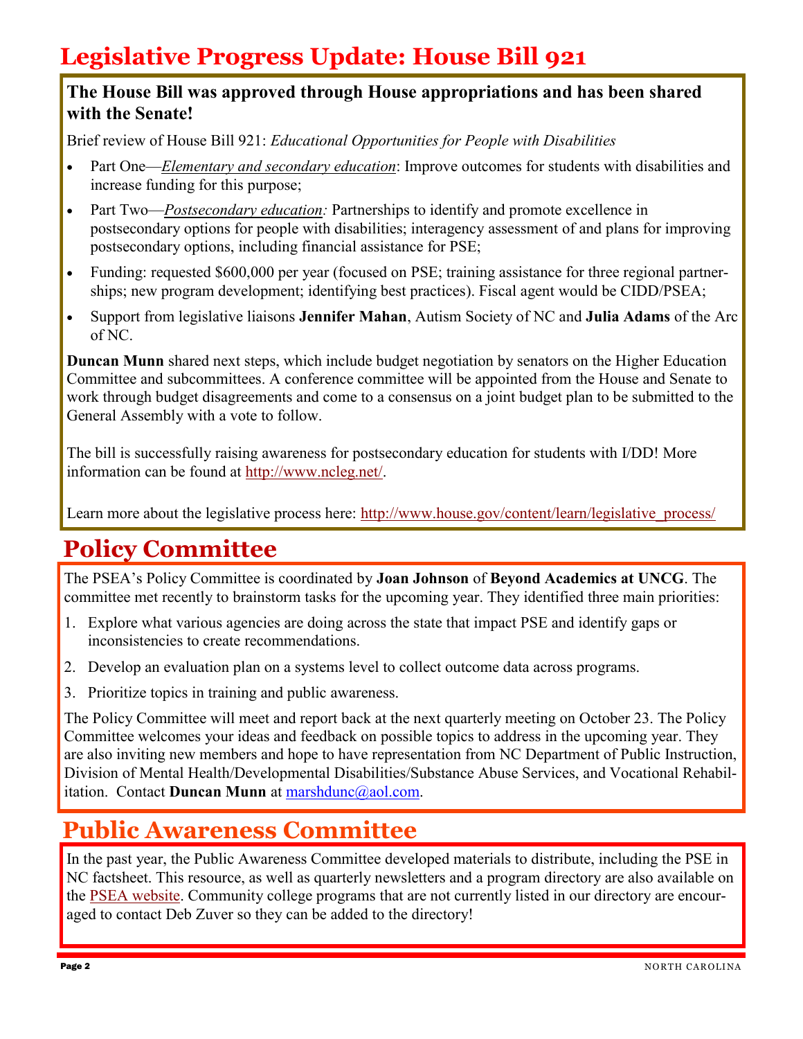## Legislative Progress Update: House Bill 921

**The House Bill was approved through House appropriations and has been shared with the Senate!**

Brief review of House Bill 921: *Educational Opportunities for People with Disabilities*

- Part One—*Elementary and secondary education*: Improve outcomes for students with disabilities and increase funding for this purpose;
- Part Two—*Postsecondary education:* Partnerships to identify and promote excellence in postsecondary options for people with disabilities; interagency assessment of and plans for improving postsecondary options, including financial assistance for PSE;
- Funding: requested $600,000 per year (focused on PSE; training assistance for three regional partnerships; new program development; identifying best practices). Fiscal agent would be CIDD/PSEA;
- Support from legislative liaisons **Jennifer Mahan**, Autism Society of NC and **Julia Adams** of the Arc of NC.

**Duncan Munn** shared next steps, which include budget negotiation by senators on the Higher Education Committee and subcommittees. A conference committee will be appointed from the House and Senate to work through budget disagreements and come to a consensus on a joint budget plan to be submitted to the General Assembly with a vote to follow.

The bill is successfully raising awareness for postsecondary education for students with I/DD! More information can be found at http://www.ncleg.net/.

Learn more about the legislative process here: http://www.house.gov/content/learn/legislative_process/

## Policy Committee

The PSEA's Policy Committee is coordinated by **Joan Johnson** of **Beyond Academics at UNCG**. The committee met recently to brainstorm tasks for the upcoming year. They identified three main priorities:

1. Explore what various agencies are doing across the state that impact PSE and identify gaps or inconsistencies to create recommendations.
2. Develop an evaluation plan on a systems level to collect outcome data across programs.
3. Prioritize topics in training and public awareness.

The Policy Committee will meet and report back at the next quarterly meeting on October 23. The Policy Committee welcomes your ideas and feedback on possible topics to address in the upcoming year. They are also inviting new members and hope to have representation from NC Department of Public Instruction, Division of Mental Health/Developmental Disabilities/Substance Abuse Services, and Vocational Rehabilitation. Contact **Duncan Munn** at marshdunc@aol.com.

## Public Awareness Committee

In the past year, the Public Awareness Committee developed materials to distribute, including the PSE in NC factsheet. This resource, as well as quarterly newsletters and a program directory are also available on the PSEA website. Community college programs that are not currently listed in our directory are encouraged to contact Deb Zuver so they can be added to the directory!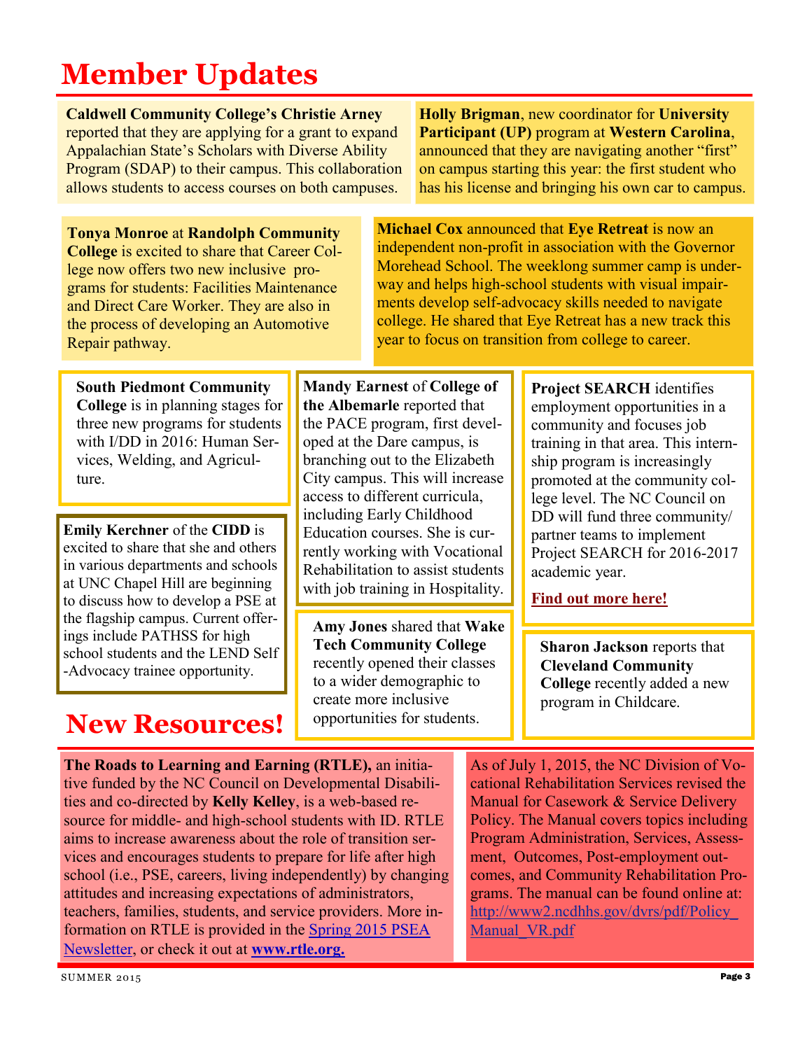# Member Updates

**Caldwell Community College's Christie Arney** reported that they are applying for a grant to expand Appalachian State's Scholars with Diverse Ability Program (SDAP) to their campus. This collaboration allows students to access courses on both campuses.

**Holly Brigman**, new coordinator for **University Participant (UP)** program at **Western Carolina**, announced that they are navigating another "first" on campus starting this year: the first student who has his license and bringing his own car to campus.

**Tonya Monroe** at **Randolph Community College** is excited to share that Career College now offers two new inclusive programs for students: Facilities Maintenance and Direct Care Worker. They are also in the process of developing an Automotive Repair pathway.

**Michael Cox** announced that **Eye Retreat** is now an independent non-profit in association with the Governor Morehead School. The weeklong summer camp is underway and helps high-school students with visual impairments develop self-advocacy skills needed to navigate college. He shared that Eye Retreat has a new track this year to focus on transition from college to career.

**South Piedmont Community College** is in planning stages for three new programs for students with I/DD in 2016: Human Services, Welding, and Agriculture.

**Emily Kerchner** of the **CIDD** is excited to share that she and others in various departments and schools at UNC Chapel Hill are beginning to discuss how to develop a PSE at the flagship campus. Current offerings include PATHSS for high school students and the LEND Self-Advocacy trainee opportunity.

**Mandy Earnest** of **College of the Albemarle** reported that the PACE program, first developed at the Dare campus, is branching out to the Elizabeth City campus. This will increase access to different curricula, including Early Childhood Education courses. She is currently working with Vocational Rehabilitation to assist students with job training in Hospitality.

**Amy Jones** shared that **Wake Tech Community College** recently opened their classes to a wider demographic to create more inclusive opportunities for students.

**Project SEARCH** identifies employment opportunities in a community and focuses job training in that area. This internship program is increasingly promoted at the community college level. The NC Council on DD will fund three community/partner teams to implement Project SEARCH for 2016-2017 academic year.

**Find out more here!**

**Sharon Jackson** reports that **Cleveland Community College** recently added a new program in Childcare.

# New Resources!

**The Roads to Learning and Earning (RTLE),** an initiative funded by the NC Council on Developmental Disabilities and co-directed by **Kelly Kelley**, is a web-based resource for middle- and high-school students with ID. RTLE aims to increase awareness about the role of transition services and encourages students to prepare for life after high school (i.e., PSE, careers, living independently) by changing attitudes and increasing expectations of administrators, teachers, families, students, and service providers. More information on RTLE is provided in the Spring 2015 PSEA Newsletter, or check it out at **www.rtle.org.**

As of July 1, 2015, the NC Division of Vocational Rehabilitation Services revised the Manual for Casework & Service Delivery Policy. The Manual covers topics including Program Administration, Services, Assessment, Outcomes, Post-employment outcomes, and Community Rehabilitation Programs. The manual can be found online at: http://www2.ncdhhs.gov/dvrs/pdf/Policy_Manual_VR.pdf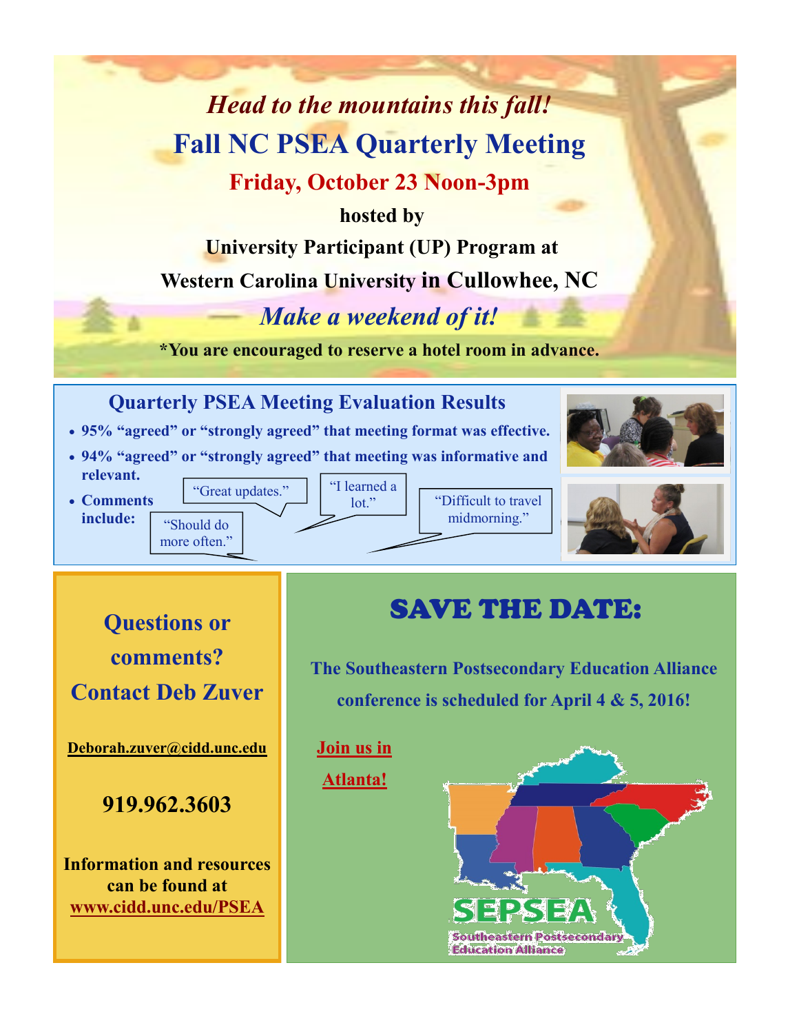*Head to the mountains this fall!*

# Fall NC PSEA Quarterly Meeting

## Friday, October 23 Noon-3pm

**hosted by**

**University Participant (UP) Program at**

**Western Carolina University in Cullowhee, NC**

*Make a weekend of it!*

**\*You are encouraged to reserve a hotel room in advance.**

## Quarterly PSEA Meeting Evaluation Results

- **95% "agreed" or "strongly agreed" that meeting format was effective.**
- **94% "agreed" or "strongly agreed" that meeting was informative and relevant.**
- **Comments include:**
  - "Great updates."
  - "I learned a lot."
  - "Difficult to travel midmorning."
  - "Should do more often."

## Questions or comments? Contact Deb Zuver

**Deborah.zuver@cidd.unc.edu**

**919.962.3603**

**Information and resources can be found at www.cidd.unc.edu/PSEA**

## SAVE THE DATE:

**The Southeastern Postsecondary Education Alliance conference is scheduled for April 4 & 5, 2016!**

**Join us in Atlanta!**

SEPSEA

Southeastern Postsecondary Education Alliance